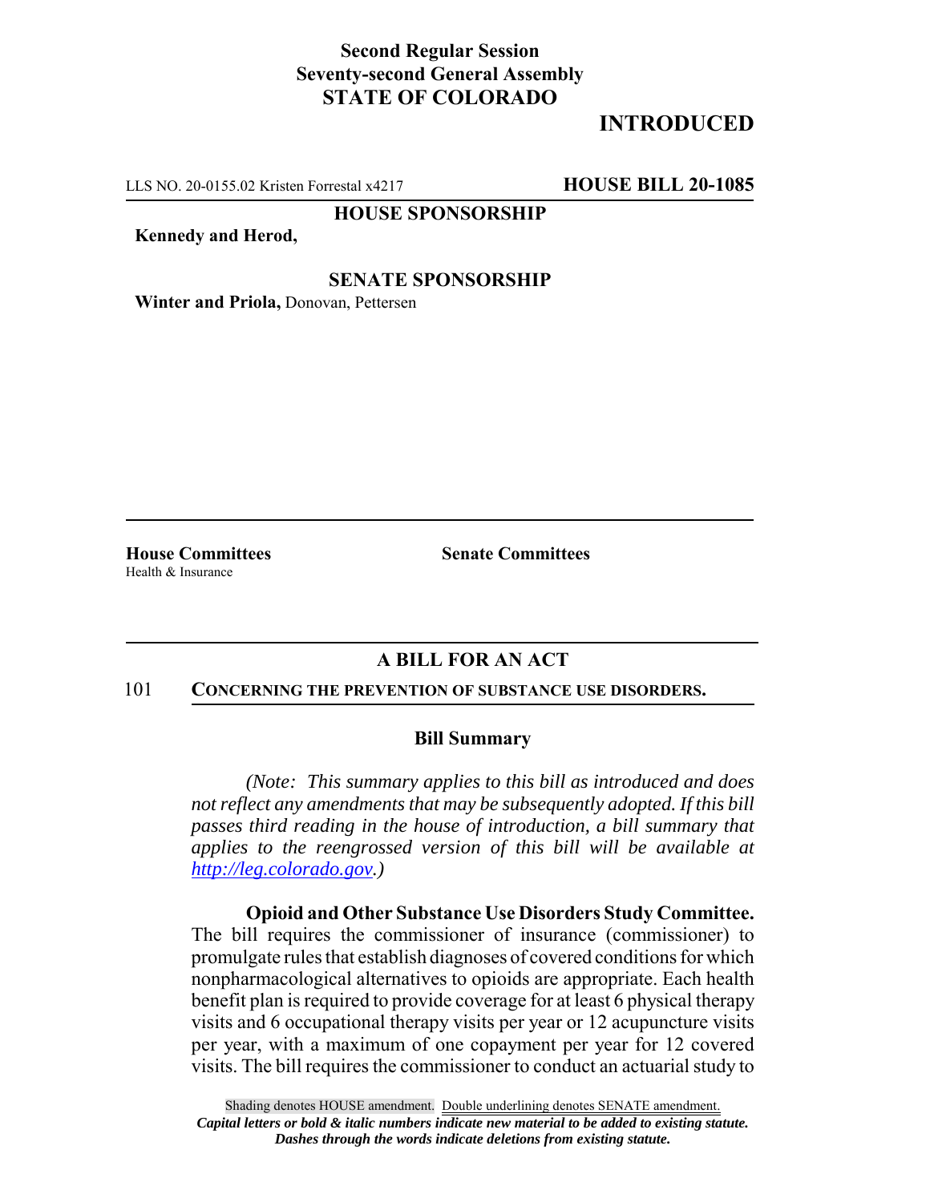**Second Regular Session**
**Seventy-second General Assembly**
**STATE OF COLORADO**

# INTRODUCTED

LLS NO. 20-0155.02 Kristen Forrestal x4217 **HOUSE BILL 20-1085**

**HOUSE SPONSORSHIP**

**Kennedy and Herod,**

**SENATE SPONSORSHIP**

**Winter and Priola,** Donovan, Pettersen

**House Committees**
Health & Insurance

**Senate Committees**

## A BILL FOR AN ACT

101 **CONCERNING THE PREVENTION OF SUBSTANCE USE DISORDERS.**

### Bill Summary

*(Note: This summary applies to this bill as introduced and does not reflect any amendments that may be subsequently adopted. If this bill passes third reading in the house of introduction, a bill summary that applies to the reengrossed version of this bill will be available at http://leg.colorado.gov.)*

**Opioid and Other Substance Use Disorders Study Committee.** The bill requires the commissioner of insurance (commissioner) to promulgate rules that establish diagnoses of covered conditions for which nonpharmacological alternatives to opioids are appropriate. Each health benefit plan is required to provide coverage for at least 6 physical therapy visits and 6 occupational therapy visits per year or 12 acupuncture visits per year, with a maximum of one copayment per year for 12 covered visits. The bill requires the commissioner to conduct an actuarial study to

Shading denotes HOUSE amendment. Double underlining denotes SENATE amendment.
*Capital letters or bold & italic numbers indicate new material to be added to existing statute.*
*Dashes through the words indicate deletions from existing statute.*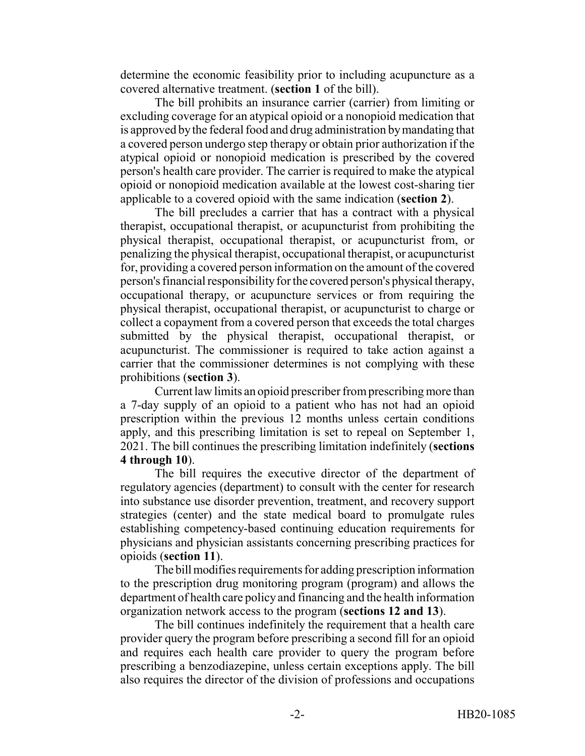determine the economic feasibility prior to including acupuncture as a covered alternative treatment. (**section 1** of the bill).

The bill prohibits an insurance carrier (carrier) from limiting or excluding coverage for an atypical opioid or a nonopioid medication that is approved by the federal food and drug administration by mandating that a covered person undergo step therapy or obtain prior authorization if the atypical opioid or nonopioid medication is prescribed by the covered person's health care provider. The carrier is required to make the atypical opioid or nonopioid medication available at the lowest cost-sharing tier applicable to a covered opioid with the same indication (**section 2**).

The bill precludes a carrier that has a contract with a physical therapist, occupational therapist, or acupuncturist from prohibiting the physical therapist, occupational therapist, or acupuncturist from, or penalizing the physical therapist, occupational therapist, or acupuncturist for, providing a covered person information on the amount of the covered person's financial responsibility for the covered person's physical therapy, occupational therapy, or acupuncture services or from requiring the physical therapist, occupational therapist, or acupuncturist to charge or collect a copayment from a covered person that exceeds the total charges submitted by the physical therapist, occupational therapist, or acupuncturist. The commissioner is required to take action against a carrier that the commissioner determines is not complying with these prohibitions (**section 3**).

Current law limits an opioid prescriber from prescribing more than a 7-day supply of an opioid to a patient who has not had an opioid prescription within the previous 12 months unless certain conditions apply, and this prescribing limitation is set to repeal on September 1, 2021. The bill continues the prescribing limitation indefinitely (**sections 4 through 10**).

The bill requires the executive director of the department of regulatory agencies (department) to consult with the center for research into substance use disorder prevention, treatment, and recovery support strategies (center) and the state medical board to promulgate rules establishing competency-based continuing education requirements for physicians and physician assistants concerning prescribing practices for opioids (**section 11**).

The bill modifies requirements for adding prescription information to the prescription drug monitoring program (program) and allows the department of health care policy and financing and the health information organization network access to the program (**sections 12 and 13**).

The bill continues indefinitely the requirement that a health care provider query the program before prescribing a second fill for an opioid and requires each health care provider to query the program before prescribing a benzodiazepine, unless certain exceptions apply. The bill also requires the director of the division of professions and occupations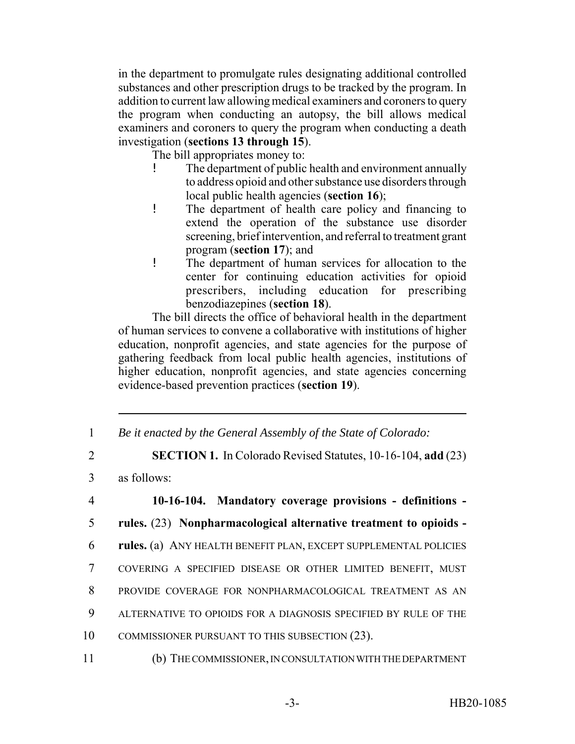in the department to promulgate rules designating additional controlled substances and other prescription drugs to be tracked by the program. In addition to current law allowing medical examiners and coroners to query the program when conducting an autopsy, the bill allows medical examiners and coroners to query the program when conducting a death investigation (**sections 13 through 15**).

The bill appropriates money to:

- The department of public health and environment annually to address opioid and other substance use disorders through local public health agencies (**section 16**);
- The department of health care policy and financing to extend the operation of the substance use disorder screening, brief intervention, and referral to treatment grant program (**section 17**); and
- The department of human services for allocation to the center for continuing education activities for opioid prescribers, including education for prescribing benzodiazepines (**section 18**).

The bill directs the office of behavioral health in the department of human services to convene a collaborative with institutions of higher education, nonprofit agencies, and state agencies for the purpose of gathering feedback from local public health agencies, institutions of higher education, nonprofit agencies, and state agencies concerning evidence-based prevention practices (**section 19**).

---

1 *Be it enacted by the General Assembly of the State of Colorado:*

2 **SECTION 1.** In Colorado Revised Statutes, 10-16-104, **add** (23)
3 as follows:

4 **10-16-104. Mandatory coverage provisions - definitions -**
5 **rules.** (23) **Nonpharmacological alternative treatment to opioids -**
6 **rules.** (a) ANY HEALTH BENEFIT PLAN, EXCEPT SUPPLEMENTAL POLICIES
7 COVERING A SPECIFIED DISEASE OR OTHER LIMITED BENEFIT, MUST
8 PROVIDE COVERAGE FOR NONPHARMACOLOGICAL TREATMENT AS AN
9 ALTERNATIVE TO OPIOIDS FOR A DIAGNOSIS SPECIFIED BY RULE OF THE
10 COMMISSIONER PURSUANT TO THIS SUBSECTION (23).

11 (b) THE COMMISSIONER, IN CONSULTATION WITH THE DEPARTMENT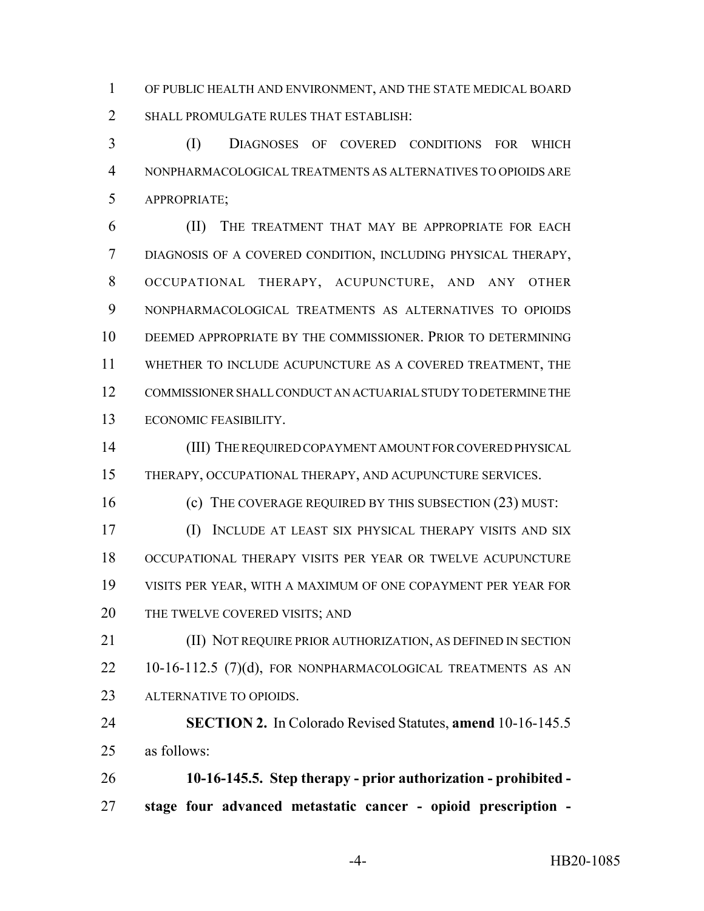OF PUBLIC HEALTH AND ENVIRONMENT, AND THE STATE MEDICAL BOARD SHALL PROMULGATE RULES THAT ESTABLISH:

(I) DIAGNOSES OF COVERED CONDITIONS FOR WHICH NONPHARMACOLOGICAL TREATMENTS AS ALTERNATIVES TO OPIOIDS ARE APPROPRIATE;

(II) THE TREATMENT THAT MAY BE APPROPRIATE FOR EACH DIAGNOSIS OF A COVERED CONDITION, INCLUDING PHYSICAL THERAPY, OCCUPATIONAL THERAPY, ACUPUNCTURE, AND ANY OTHER NONPHARMACOLOGICAL TREATMENTS AS ALTERNATIVES TO OPIOIDS DEEMED APPROPRIATE BY THE COMMISSIONER. PRIOR TO DETERMINING WHETHER TO INCLUDE ACUPUNCTURE AS A COVERED TREATMENT, THE COMMISSIONER SHALL CONDUCT AN ACTUARIAL STUDY TO DETERMINE THE ECONOMIC FEASIBILITY.

(III) THE REQUIRED COPAYMENT AMOUNT FOR COVERED PHYSICAL THERAPY, OCCUPATIONAL THERAPY, AND ACUPUNCTURE SERVICES.

(c) THE COVERAGE REQUIRED BY THIS SUBSECTION (23) MUST:

(I) INCLUDE AT LEAST SIX PHYSICAL THERAPY VISITS AND SIX OCCUPATIONAL THERAPY VISITS PER YEAR OR TWELVE ACUPUNCTURE VISITS PER YEAR, WITH A MAXIMUM OF ONE COPAYMENT PER YEAR FOR THE TWELVE COVERED VISITS; AND

(II) NOT REQUIRE PRIOR AUTHORIZATION, AS DEFINED IN SECTION 10-16-112.5 (7)(d), FOR NONPHARMACOLOGICAL TREATMENTS AS AN ALTERNATIVE TO OPIOIDS.

**SECTION 2.** In Colorado Revised Statutes, **amend** 10-16-145.5 as follows:

**10-16-145.5. Step therapy - prior authorization - prohibited - stage four advanced metastatic cancer - opioid prescription -**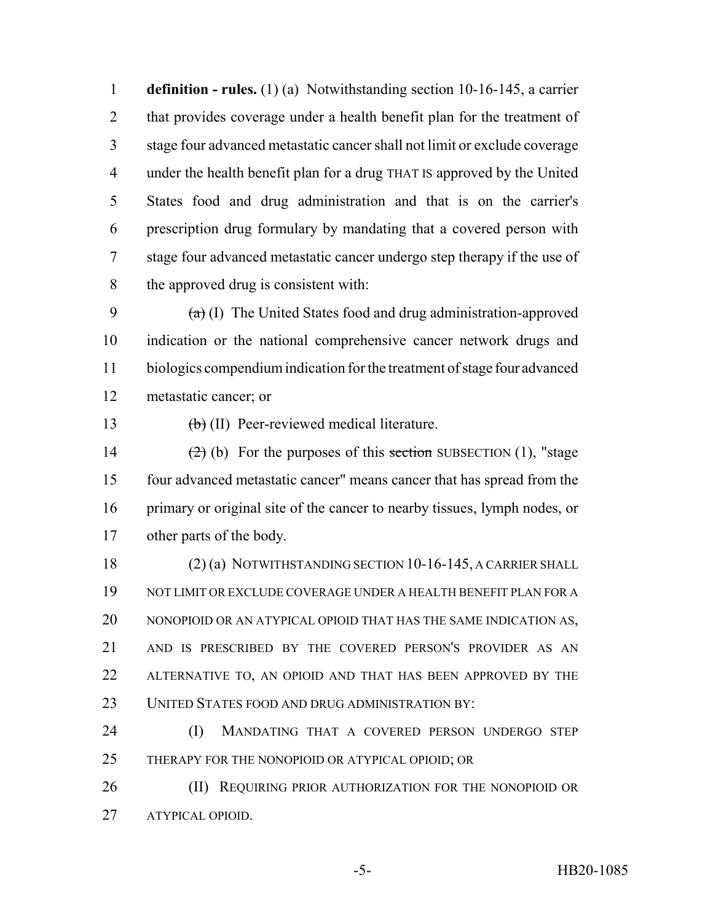**definition - rules.** (1) (a) Notwithstanding section 10-16-145, a carrier that provides coverage under a health benefit plan for the treatment of stage four advanced metastatic cancer shall not limit or exclude coverage under the health benefit plan for a drug THAT IS approved by the United States food and drug administration and that is on the carrier's prescription drug formulary by mandating that a covered person with stage four advanced metastatic cancer undergo step therapy if the use of the approved drug is consistent with:

~~(a)~~ (I) The United States food and drug administration-approved indication or the national comprehensive cancer network drugs and biologics compendium indication for the treatment of stage four advanced metastatic cancer; or

~~(b)~~ (II) Peer-reviewed medical literature.

~~(2)~~ (b) For the purposes of this ~~section~~ SUBSECTION (1), "stage four advanced metastatic cancer" means cancer that has spread from the primary or original site of the cancer to nearby tissues, lymph nodes, or other parts of the body.

(2) (a) NOTWITHSTANDING SECTION 10-16-145, A CARRIER SHALL NOT LIMIT OR EXCLUDE COVERAGE UNDER A HEALTH BENEFIT PLAN FOR A NONOPIOID OR AN ATYPICAL OPIOID THAT HAS THE SAME INDICATION AS, AND IS PRESCRIBED BY THE COVERED PERSON'S PROVIDER AS AN ALTERNATIVE TO, AN OPIOID AND THAT HAS BEEN APPROVED BY THE UNITED STATES FOOD AND DRUG ADMINISTRATION BY:

(I) MANDATING THAT A COVERED PERSON UNDERGO STEP THERAPY FOR THE NONOPIOID OR ATYPICAL OPIOID; OR

(II) REQUIRING PRIOR AUTHORIZATION FOR THE NONOPIOID OR ATYPICAL OPIOID.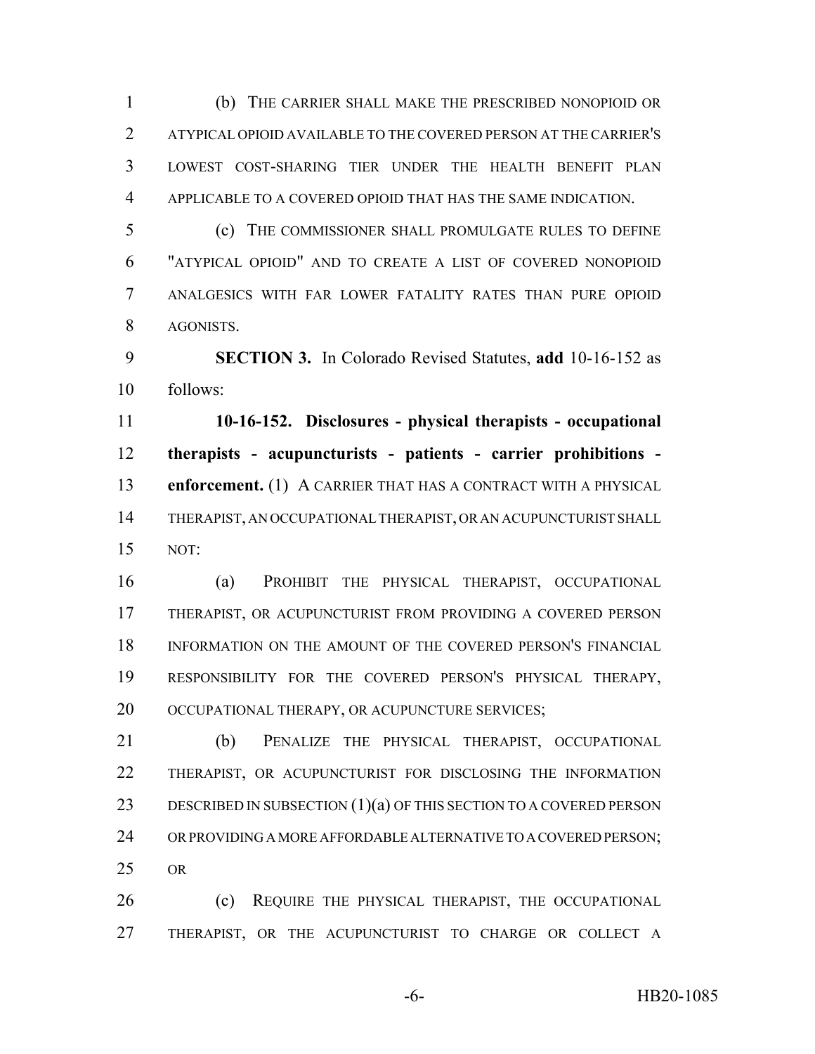(b) THE CARRIER SHALL MAKE THE PRESCRIBED NONOPIOID OR ATYPICAL OPIOID AVAILABLE TO THE COVERED PERSON AT THE CARRIER'S LOWEST COST-SHARING TIER UNDER THE HEALTH BENEFIT PLAN APPLICABLE TO A COVERED OPIOID THAT HAS THE SAME INDICATION.

(c) THE COMMISSIONER SHALL PROMULGATE RULES TO DEFINE "ATYPICAL OPIOID" AND TO CREATE A LIST OF COVERED NONOPIOID ANALGESICS WITH FAR LOWER FATALITY RATES THAN PURE OPIOID AGONISTS.

**SECTION 3.** In Colorado Revised Statutes, **add** 10-16-152 as follows:

**10-16-152. Disclosures - physical therapists - occupational therapists - acupuncturists - patients - carrier prohibitions - enforcement.** (1) A CARRIER THAT HAS A CONTRACT WITH A PHYSICAL THERAPIST, AN OCCUPATIONAL THERAPIST, OR AN ACUPUNCTURIST SHALL NOT:

(a) PROHIBIT THE PHYSICAL THERAPIST, OCCUPATIONAL THERAPIST, OR ACUPUNCTURIST FROM PROVIDING A COVERED PERSON INFORMATION ON THE AMOUNT OF THE COVERED PERSON'S FINANCIAL RESPONSIBILITY FOR THE COVERED PERSON'S PHYSICAL THERAPY, OCCUPATIONAL THERAPY, OR ACUPUNCTURE SERVICES;

(b) PENALIZE THE PHYSICAL THERAPIST, OCCUPATIONAL THERAPIST, OR ACUPUNCTURIST FOR DISCLOSING THE INFORMATION DESCRIBED IN SUBSECTION (1)(a) OF THIS SECTION TO A COVERED PERSON OR PROVIDING A MORE AFFORDABLE ALTERNATIVE TO A COVERED PERSON; OR

(c) REQUIRE THE PHYSICAL THERAPIST, THE OCCUPATIONAL THERAPIST, OR THE ACUPUNCTURIST TO CHARGE OR COLLECT A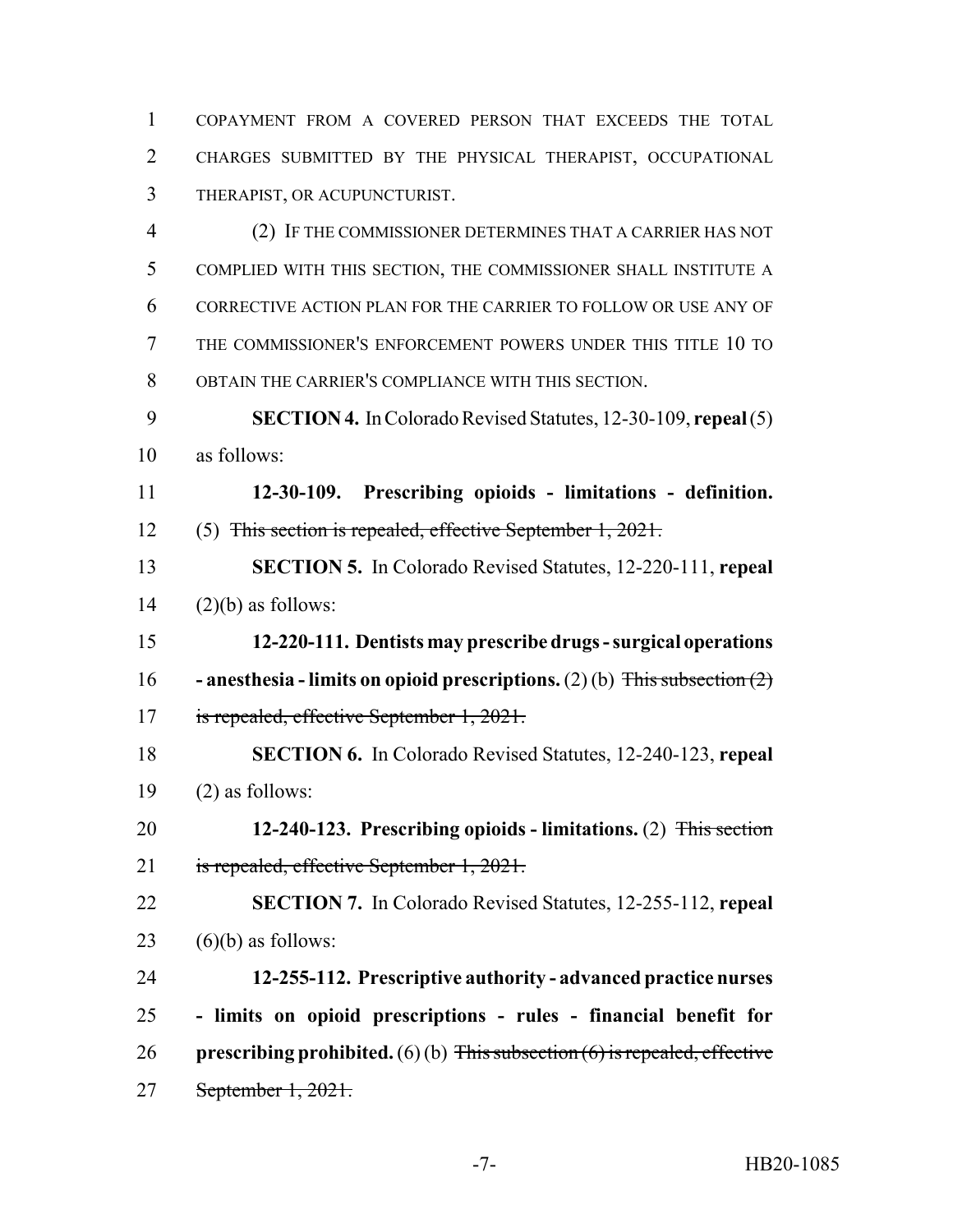COPAYMENT FROM A COVERED PERSON THAT EXCEEDS THE TOTAL CHARGES SUBMITTED BY THE PHYSICAL THERAPIST, OCCUPATIONAL THERAPIST, OR ACUPUNCTURIST.

(2) IF THE COMMISSIONER DETERMINES THAT A CARRIER HAS NOT COMPLIED WITH THIS SECTION, THE COMMISSIONER SHALL INSTITUTE A CORRECTIVE ACTION PLAN FOR THE CARRIER TO FOLLOW OR USE ANY OF THE COMMISSIONER'S ENFORCEMENT POWERS UNDER THIS TITLE 10 TO OBTAIN THE CARRIER'S COMPLIANCE WITH THIS SECTION.

**SECTION 4.** In Colorado Revised Statutes, 12-30-109, **repeal** (5) as follows:

**12-30-109. Prescribing opioids - limitations - definition.** (5) ~~This section is repealed, effective September 1, 2021.~~

**SECTION 5.** In Colorado Revised Statutes, 12-220-111, **repeal** (2)(b) as follows:

**12-220-111. Dentists may prescribe drugs - surgical operations - anesthesia - limits on opioid prescriptions.** (2) (b) ~~This subsection (2) is repealed, effective September 1, 2021.~~

**SECTION 6.** In Colorado Revised Statutes, 12-240-123, **repeal** (2) as follows:

**12-240-123. Prescribing opioids - limitations.** (2) ~~This section is repealed, effective September 1, 2021.~~

**SECTION 7.** In Colorado Revised Statutes, 12-255-112, **repeal** (6)(b) as follows:

**12-255-112. Prescriptive authority - advanced practice nurses - limits on opioid prescriptions - rules - financial benefit for prescribing prohibited.** (6) (b) ~~This subsection (6) is repealed, effective September 1, 2021.~~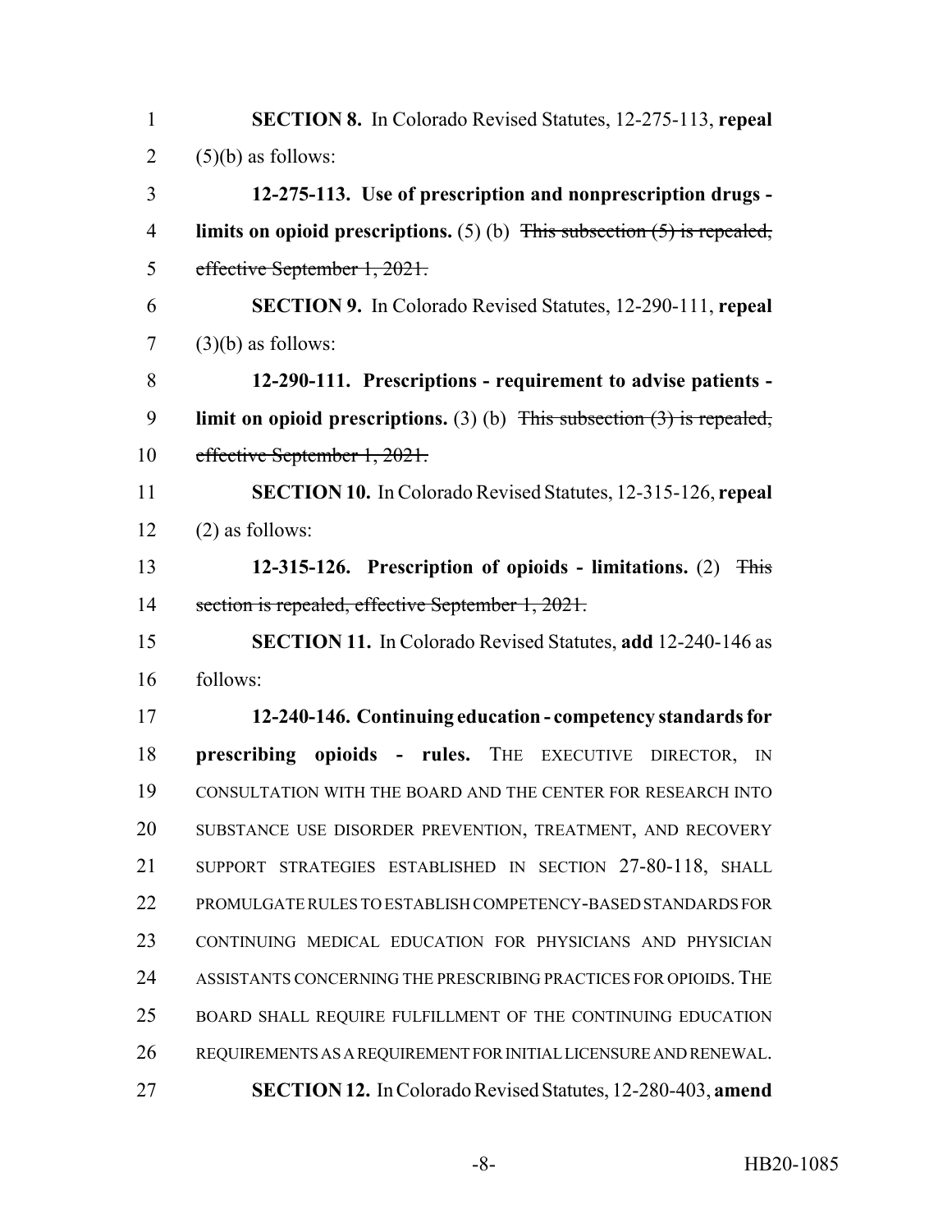**SECTION 8.** In Colorado Revised Statutes, 12-275-113, **repeal** (5)(b) as follows:

**12-275-113. Use of prescription and nonprescription drugs - limits on opioid prescriptions.** (5) (b) ~~This subsection (5) is repealed, effective September 1, 2021.~~

**SECTION 9.** In Colorado Revised Statutes, 12-290-111, **repeal** (3)(b) as follows:

**12-290-111. Prescriptions - requirement to advise patients - limit on opioid prescriptions.** (3) (b) ~~This subsection (3) is repealed, effective September 1, 2021.~~

**SECTION 10.** In Colorado Revised Statutes, 12-315-126, **repeal** (2) as follows:

**12-315-126. Prescription of opioids - limitations.** (2) ~~This section is repealed, effective September 1, 2021.~~

**SECTION 11.** In Colorado Revised Statutes, **add** 12-240-146 as follows:

**12-240-146. Continuing education - competency standards for prescribing opioids - rules.** THE EXECUTIVE DIRECTOR, IN CONSULTATION WITH THE BOARD AND THE CENTER FOR RESEARCH INTO SUBSTANCE USE DISORDER PREVENTION, TREATMENT, AND RECOVERY SUPPORT STRATEGIES ESTABLISHED IN SECTION 27-80-118, SHALL PROMULGATE RULES TO ESTABLISH COMPETENCY-BASED STANDARDS FOR CONTINUING MEDICAL EDUCATION FOR PHYSICIANS AND PHYSICIAN ASSISTANTS CONCERNING THE PRESCRIBING PRACTICES FOR OPIOIDS. THE BOARD SHALL REQUIRE FULFILLMENT OF THE CONTINUING EDUCATION REQUIREMENTS AS A REQUIREMENT FOR INITIAL LICENSURE AND RENEWAL.

**SECTION 12.** In Colorado Revised Statutes, 12-280-403, **amend**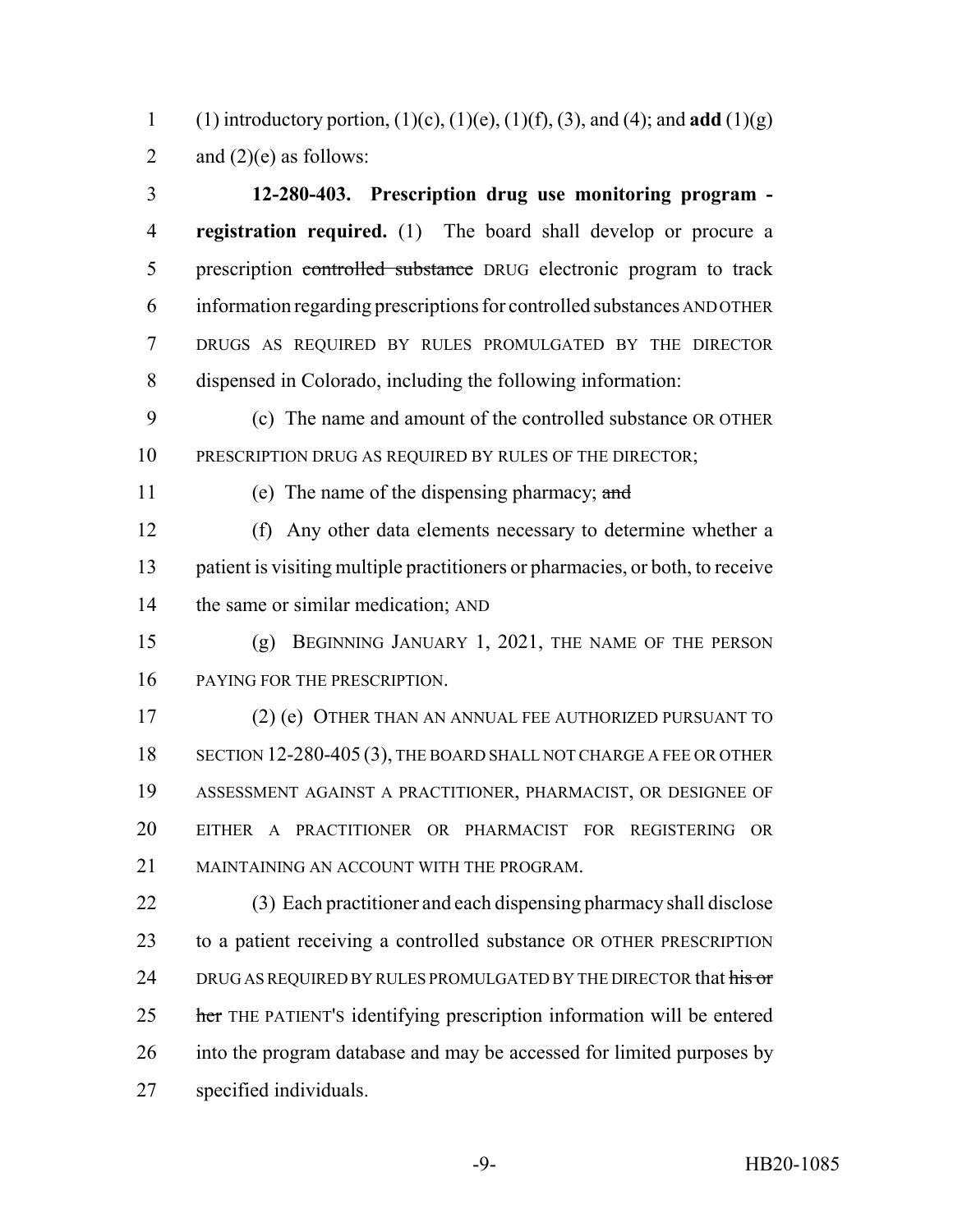(1) introductory portion, (1)(c), (1)(e), (1)(f), (3), and (4); and **add** (1)(g) and (2)(e) as follows:

**12-280-403. Prescription drug use monitoring program - registration required.** (1) The board shall develop or procure a prescription ~~controlled substance~~ DRUG electronic program to track information regarding prescriptions for controlled substances AND OTHER DRUGS AS REQUIRED BY RULES PROMULGATED BY THE DIRECTOR dispensed in Colorado, including the following information:

(c) The name and amount of the controlled substance OR OTHER PRESCRIPTION DRUG AS REQUIRED BY RULES OF THE DIRECTOR;

(e) The name of the dispensing pharmacy; ~~and~~

(f) Any other data elements necessary to determine whether a patient is visiting multiple practitioners or pharmacies, or both, to receive the same or similar medication; AND

(g) BEGINNING JANUARY 1, 2021, THE NAME OF THE PERSON PAYING FOR THE PRESCRIPTION.

(2) (e) OTHER THAN AN ANNUAL FEE AUTHORIZED PURSUANT TO SECTION 12-280-405 (3), THE BOARD SHALL NOT CHARGE A FEE OR OTHER ASSESSMENT AGAINST A PRACTITIONER, PHARMACIST, OR DESIGNEE OF EITHER A PRACTITIONER OR PHARMACIST FOR REGISTERING OR MAINTAINING AN ACCOUNT WITH THE PROGRAM.

(3) Each practitioner and each dispensing pharmacy shall disclose to a patient receiving a controlled substance OR OTHER PRESCRIPTION DRUG AS REQUIRED BY RULES PROMULGATED BY THE DIRECTOR that ~~his or her~~ THE PATIENT'S identifying prescription information will be entered into the program database and may be accessed for limited purposes by specified individuals.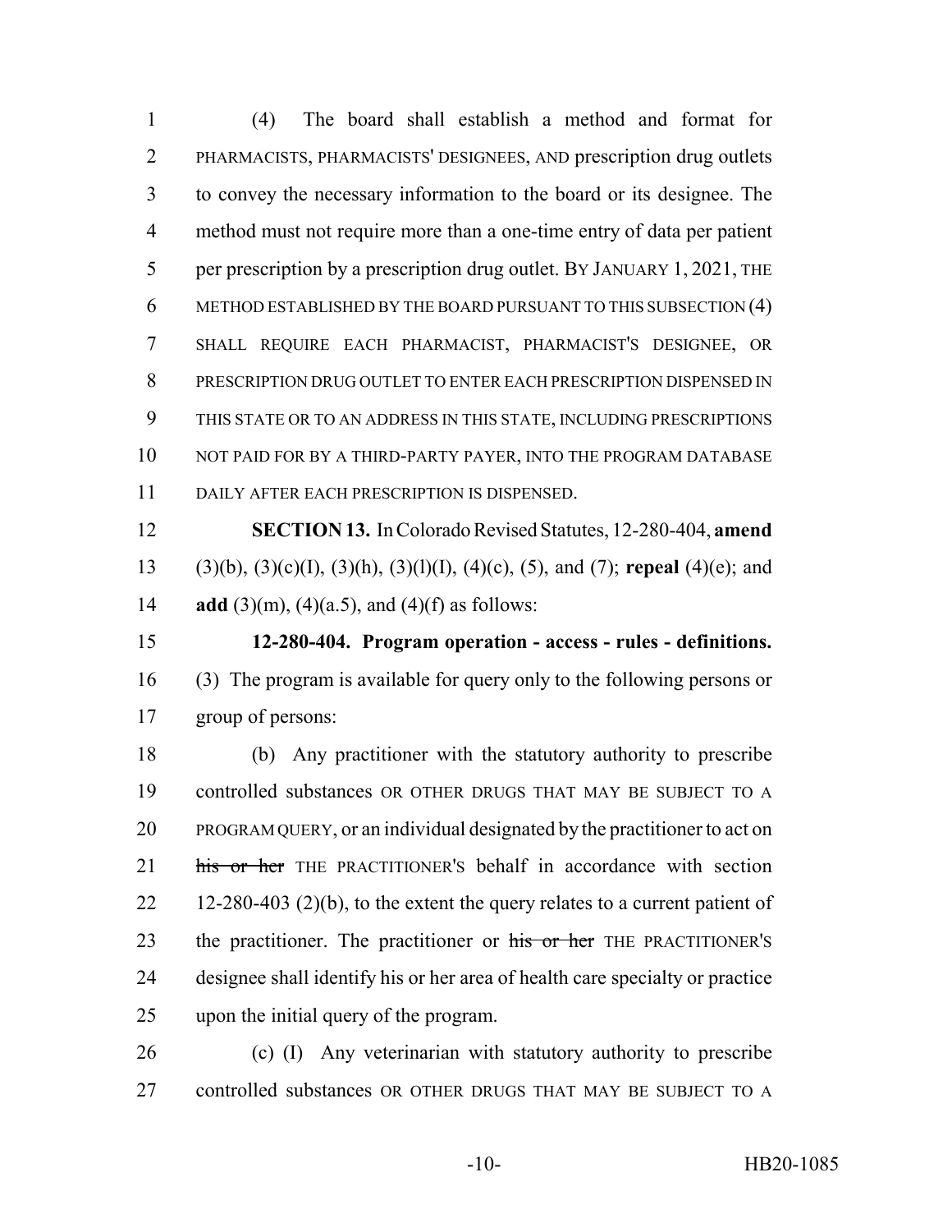(4) The board shall establish a method and format for PHARMACISTS, PHARMACISTS' DESIGNEES, AND prescription drug outlets to convey the necessary information to the board or its designee. The method must not require more than a one-time entry of data per patient per prescription by a prescription drug outlet. BY JANUARY 1, 2021, THE METHOD ESTABLISHED BY THE BOARD PURSUANT TO THIS SUBSECTION (4) SHALL REQUIRE EACH PHARMACIST, PHARMACIST'S DESIGNEE, OR PRESCRIPTION DRUG OUTLET TO ENTER EACH PRESCRIPTION DISPENSED IN THIS STATE OR TO AN ADDRESS IN THIS STATE, INCLUDING PRESCRIPTIONS NOT PAID FOR BY A THIRD-PARTY PAYER, INTO THE PROGRAM DATABASE DAILY AFTER EACH PRESCRIPTION IS DISPENSED.

**SECTION 13.** In Colorado Revised Statutes, 12-280-404, **amend** (3)(b), (3)(c)(I), (3)(h), (3)(l)(I), (4)(c), (5), and (7); **repeal** (4)(e); and **add** (3)(m), (4)(a.5), and (4)(f) as follows:

**12-280-404. Program operation - access - rules - definitions.** (3) The program is available for query only to the following persons or group of persons:

(b) Any practitioner with the statutory authority to prescribe controlled substances OR OTHER DRUGS THAT MAY BE SUBJECT TO A PROGRAM QUERY, or an individual designated by the practitioner to act on ~~his or her~~ THE PRACTITIONER'S behalf in accordance with section 12-280-403 (2)(b), to the extent the query relates to a current patient of the practitioner. The practitioner or ~~his or her~~ THE PRACTITIONER'S designee shall identify his or her area of health care specialty or practice upon the initial query of the program.

(c) (I) Any veterinarian with statutory authority to prescribe controlled substances OR OTHER DRUGS THAT MAY BE SUBJECT TO A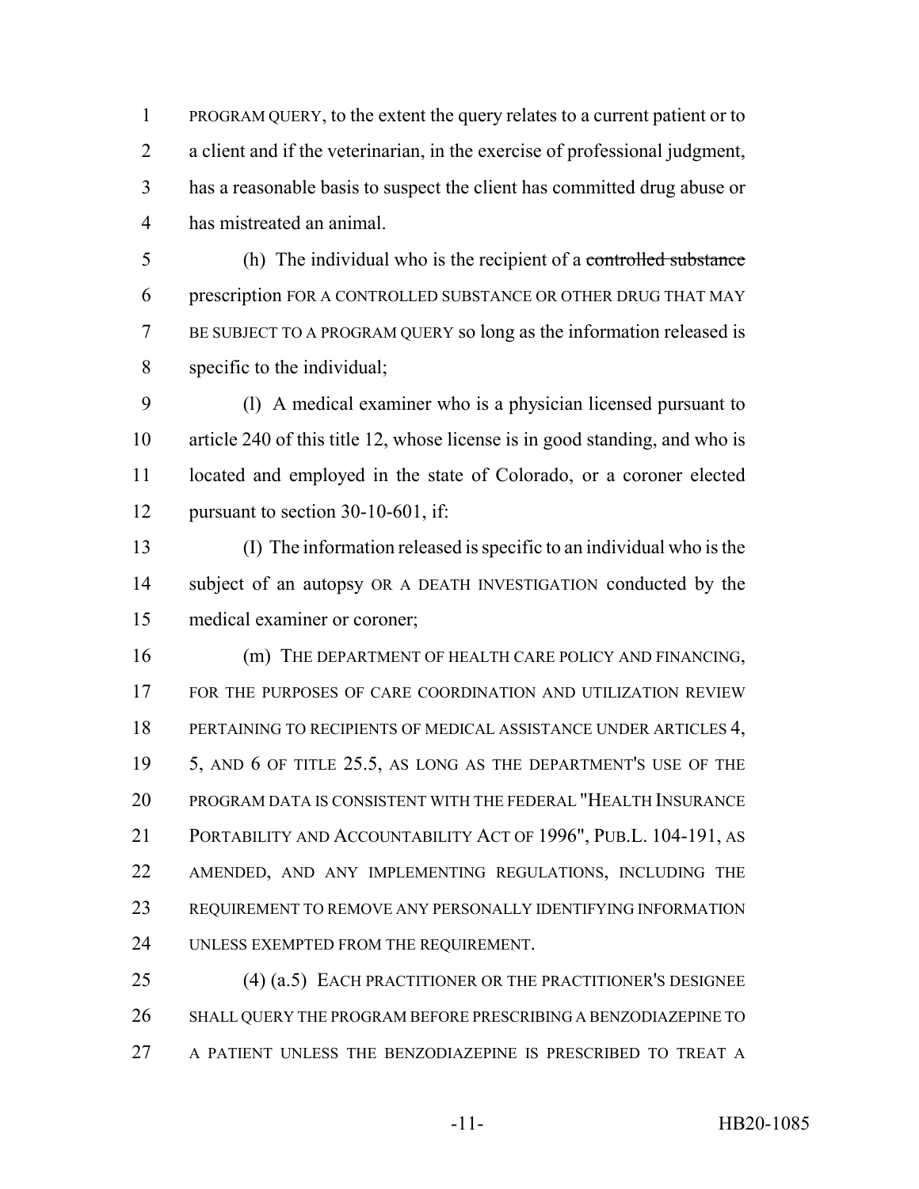PROGRAM QUERY, to the extent the query relates to a current patient or to a client and if the veterinarian, in the exercise of professional judgment, has a reasonable basis to suspect the client has committed drug abuse or has mistreated an animal.

(h) The individual who is the recipient of a ~~controlled substance~~ prescription FOR A CONTROLLED SUBSTANCE OR OTHER DRUG THAT MAY BE SUBJECT TO A PROGRAM QUERY so long as the information released is specific to the individual;

(l) A medical examiner who is a physician licensed pursuant to article 240 of this title 12, whose license is in good standing, and who is located and employed in the state of Colorado, or a coroner elected pursuant to section 30-10-601, if:

(I) The information released is specific to an individual who is the subject of an autopsy OR A DEATH INVESTIGATION conducted by the medical examiner or coroner;

(m) THE DEPARTMENT OF HEALTH CARE POLICY AND FINANCING, FOR THE PURPOSES OF CARE COORDINATION AND UTILIZATION REVIEW PERTAINING TO RECIPIENTS OF MEDICAL ASSISTANCE UNDER ARTICLES 4, 5, AND 6 OF TITLE 25.5, AS LONG AS THE DEPARTMENT'S USE OF THE PROGRAM DATA IS CONSISTENT WITH THE FEDERAL "HEALTH INSURANCE PORTABILITY AND ACCOUNTABILITY ACT OF 1996", PUB.L. 104-191, AS AMENDED, AND ANY IMPLEMENTING REGULATIONS, INCLUDING THE REQUIREMENT TO REMOVE ANY PERSONALLY IDENTIFYING INFORMATION UNLESS EXEMPTED FROM THE REQUIREMENT.

(4) (a.5) EACH PRACTITIONER OR THE PRACTITIONER'S DESIGNEE SHALL QUERY THE PROGRAM BEFORE PRESCRIBING A BENZODIAZEPINE TO A PATIENT UNLESS THE BENZODIAZEPINE IS PRESCRIBED TO TREAT A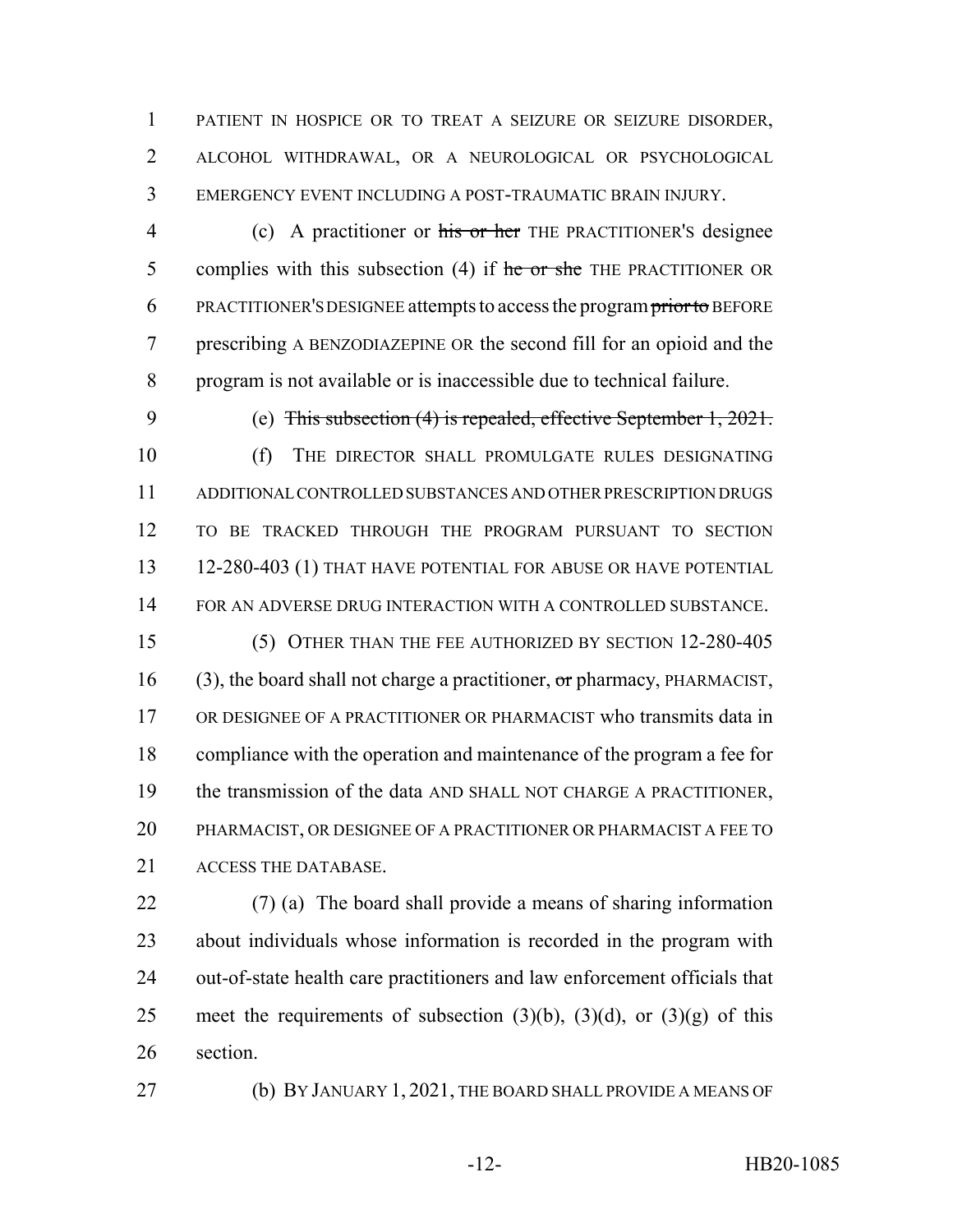PATIENT IN HOSPICE OR TO TREAT A SEIZURE OR SEIZURE DISORDER, ALCOHOL WITHDRAWAL, OR A NEUROLOGICAL OR PSYCHOLOGICAL EMERGENCY EVENT INCLUDING A POST-TRAUMATIC BRAIN INJURY.

(c) A practitioner or ~~his or her~~ THE PRACTITIONER'S designee complies with this subsection (4) if ~~he or she~~ THE PRACTITIONER OR PRACTITIONER'S DESIGNEE attempts to access the program ~~prior to~~ BEFORE prescribing A BENZODIAZEPINE OR the second fill for an opioid and the program is not available or is inaccessible due to technical failure.

(e) ~~This subsection (4) is repealed, effective September 1, 2021.~~

(f) THE DIRECTOR SHALL PROMULGATE RULES DESIGNATING ADDITIONAL CONTROLLED SUBSTANCES AND OTHER PRESCRIPTION DRUGS TO BE TRACKED THROUGH THE PROGRAM PURSUANT TO SECTION 12-280-403 (1) THAT HAVE POTENTIAL FOR ABUSE OR HAVE POTENTIAL FOR AN ADVERSE DRUG INTERACTION WITH A CONTROLLED SUBSTANCE.

(5) OTHER THAN THE FEE AUTHORIZED BY SECTION 12-280-405 (3), the board shall not charge a practitioner, ~~or~~ pharmacy, PHARMACIST, OR DESIGNEE OF A PRACTITIONER OR PHARMACIST who transmits data in compliance with the operation and maintenance of the program a fee for the transmission of the data AND SHALL NOT CHARGE A PRACTITIONER, PHARMACIST, OR DESIGNEE OF A PRACTITIONER OR PHARMACIST A FEE TO ACCESS THE DATABASE.

(7) (a) The board shall provide a means of sharing information about individuals whose information is recorded in the program with out-of-state health care practitioners and law enforcement officials that meet the requirements of subsection (3)(b), (3)(d), or (3)(g) of this section.

(b) BY JANUARY 1, 2021, THE BOARD SHALL PROVIDE A MEANS OF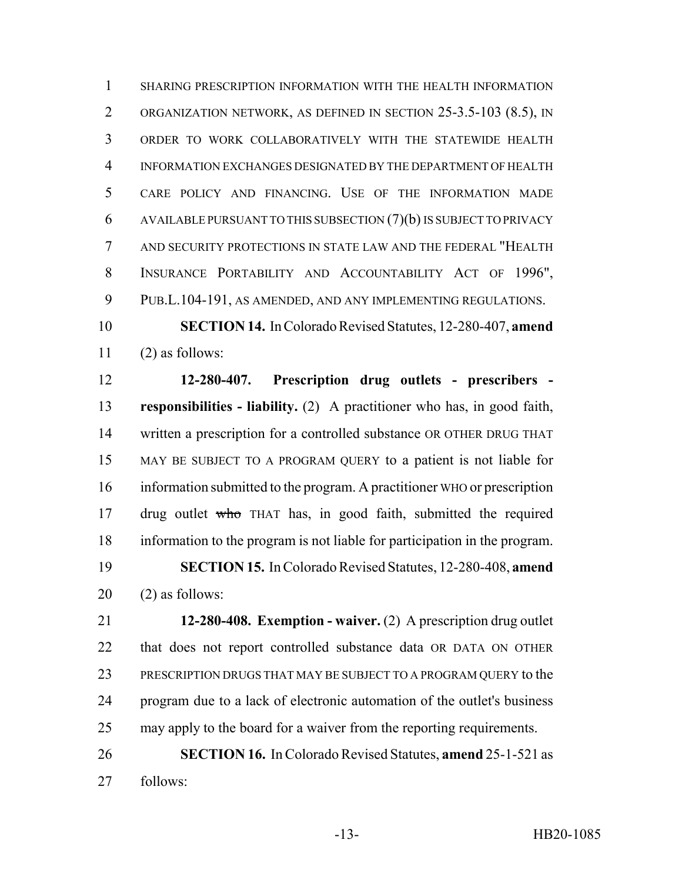SHARING PRESCRIPTION INFORMATION WITH THE HEALTH INFORMATION ORGANIZATION NETWORK, AS DEFINED IN SECTION 25-3.5-103 (8.5), IN ORDER TO WORK COLLABORATIVELY WITH THE STATEWIDE HEALTH INFORMATION EXCHANGES DESIGNATED BY THE DEPARTMENT OF HEALTH CARE POLICY AND FINANCING. USE OF THE INFORMATION MADE AVAILABLE PURSUANT TO THIS SUBSECTION (7)(b) IS SUBJECT TO PRIVACY AND SECURITY PROTECTIONS IN STATE LAW AND THE FEDERAL "HEALTH INSURANCE PORTABILITY AND ACCOUNTABILITY ACT OF 1996", PUB.L.104-191, AS AMENDED, AND ANY IMPLEMENTING REGULATIONS.

**SECTION 14.** In Colorado Revised Statutes, 12-280-407, **amend** (2) as follows:

**12-280-407. Prescription drug outlets - prescribers - responsibilities - liability.** (2) A practitioner who has, in good faith, written a prescription for a controlled substance OR OTHER DRUG THAT MAY BE SUBJECT TO A PROGRAM QUERY to a patient is not liable for information submitted to the program. A practitioner WHO or prescription drug outlet ~~who~~ THAT has, in good faith, submitted the required information to the program is not liable for participation in the program.

**SECTION 15.** In Colorado Revised Statutes, 12-280-408, **amend** (2) as follows:

**12-280-408. Exemption - waiver.** (2) A prescription drug outlet that does not report controlled substance data OR DATA ON OTHER PRESCRIPTION DRUGS THAT MAY BE SUBJECT TO A PROGRAM QUERY to the program due to a lack of electronic automation of the outlet's business may apply to the board for a waiver from the reporting requirements.

**SECTION 16.** In Colorado Revised Statutes, **amend** 25-1-521 as follows: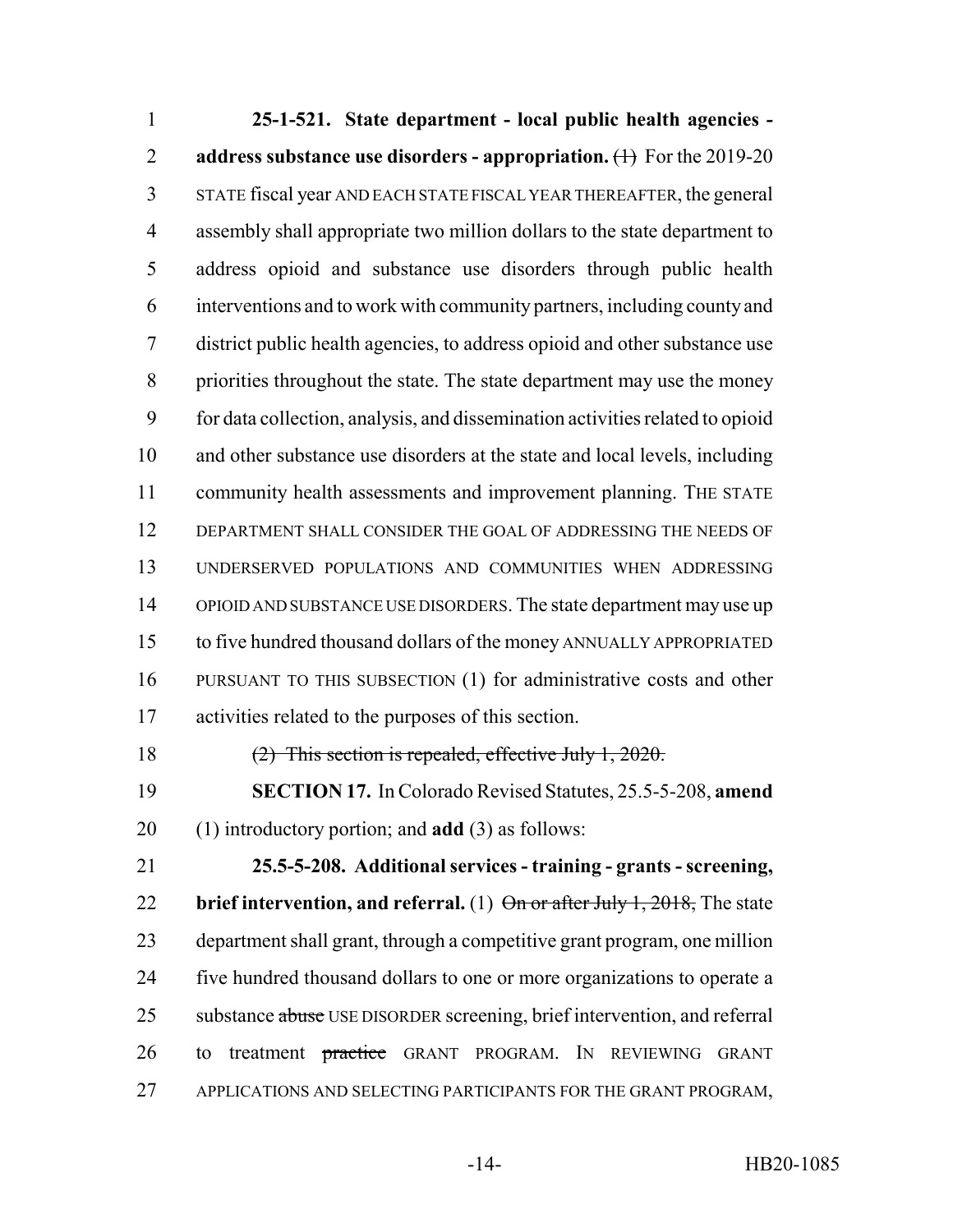**25-1-521. State department - local public health agencies - address substance use disorders - appropriation.** ~~(1)~~ For the 2019-20 STATE fiscal year AND EACH STATE FISCAL YEAR THEREAFTER, the general assembly shall appropriate two million dollars to the state department to address opioid and substance use disorders through public health interventions and to work with community partners, including county and district public health agencies, to address opioid and other substance use priorities throughout the state. The state department may use the money for data collection, analysis, and dissemination activities related to opioid and other substance use disorders at the state and local levels, including community health assessments and improvement planning. THE STATE DEPARTMENT SHALL CONSIDER THE GOAL OF ADDRESSING THE NEEDS OF UNDERSERVED POPULATIONS AND COMMUNITIES WHEN ADDRESSING OPIOID AND SUBSTANCE USE DISORDERS. The state department may use up to five hundred thousand dollars of the money ANNUALLY APPROPRIATED PURSUANT TO THIS SUBSECTION (1) for administrative costs and other activities related to the purposes of this section.

~~(2) This section is repealed, effective July 1, 2020.~~

**SECTION 17.** In Colorado Revised Statutes, 25.5-5-208, **amend** (1) introductory portion; and **add** (3) as follows:

**25.5-5-208. Additional services - training - grants - screening, brief intervention, and referral.** (1) ~~On or after July 1, 2018,~~ The state department shall grant, through a competitive grant program, one million five hundred thousand dollars to one or more organizations to operate a substance ~~abuse~~ USE DISORDER screening, brief intervention, and referral to treatment ~~practice~~ GRANT PROGRAM. IN REVIEWING GRANT APPLICATIONS AND SELECTING PARTICIPANTS FOR THE GRANT PROGRAM,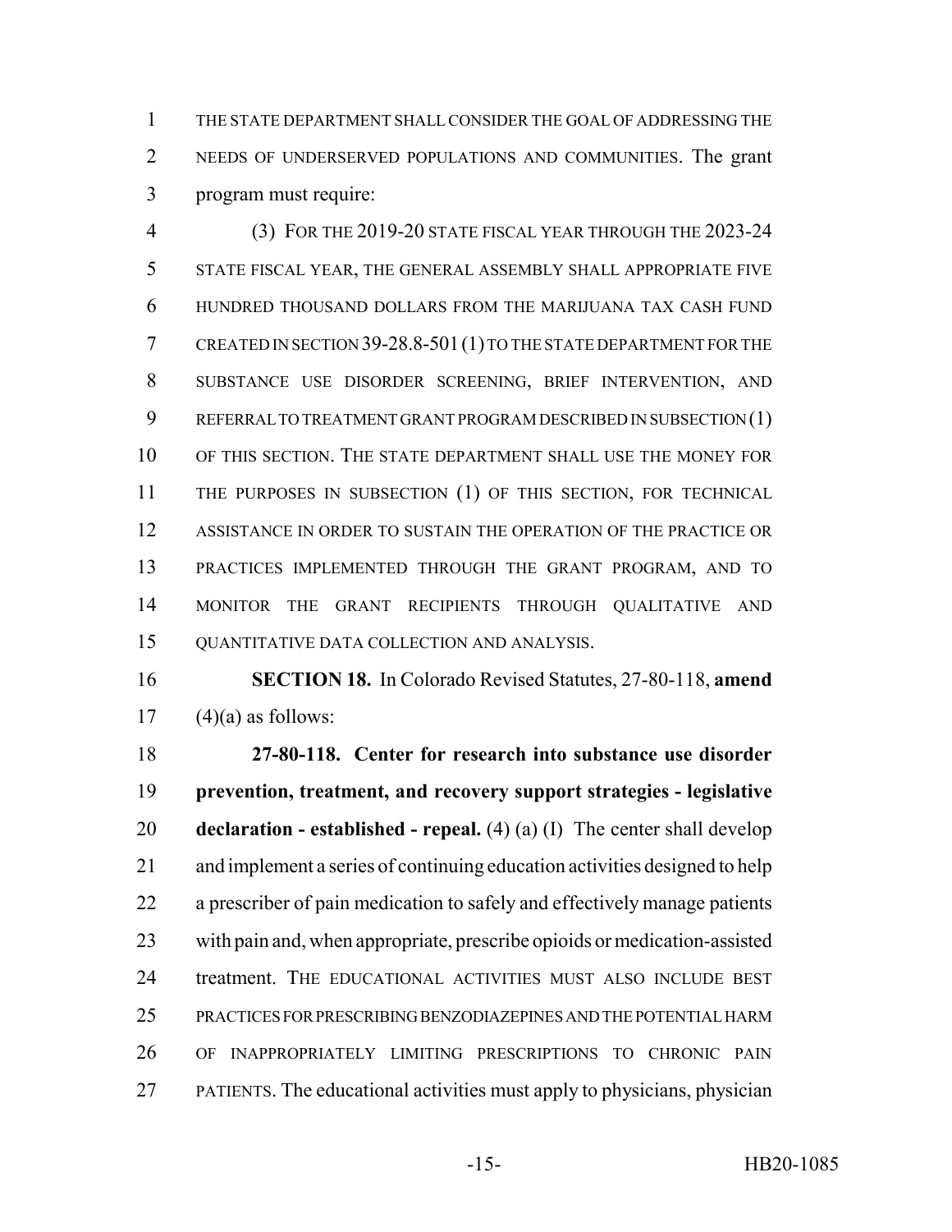THE STATE DEPARTMENT SHALL CONSIDER THE GOAL OF ADDRESSING THE NEEDS OF UNDERSERVED POPULATIONS AND COMMUNITIES. The grant program must require:

(3) FOR THE 2019-20 STATE FISCAL YEAR THROUGH THE 2023-24 STATE FISCAL YEAR, THE GENERAL ASSEMBLY SHALL APPROPRIATE FIVE HUNDRED THOUSAND DOLLARS FROM THE MARIJUANA TAX CASH FUND CREATED IN SECTION 39-28.8-501 (1) TO THE STATE DEPARTMENT FOR THE SUBSTANCE USE DISORDER SCREENING, BRIEF INTERVENTION, AND REFERRAL TO TREATMENT GRANT PROGRAM DESCRIBED IN SUBSECTION (1) OF THIS SECTION. THE STATE DEPARTMENT SHALL USE THE MONEY FOR THE PURPOSES IN SUBSECTION (1) OF THIS SECTION, FOR TECHNICAL ASSISTANCE IN ORDER TO SUSTAIN THE OPERATION OF THE PRACTICE OR PRACTICES IMPLEMENTED THROUGH THE GRANT PROGRAM, AND TO MONITOR THE GRANT RECIPIENTS THROUGH QUALITATIVE AND QUANTITATIVE DATA COLLECTION AND ANALYSIS.

**SECTION 18.** In Colorado Revised Statutes, 27-80-118, **amend** (4)(a) as follows:

**27-80-118. Center for research into substance use disorder prevention, treatment, and recovery support strategies - legislative declaration - established - repeal.** (4) (a) (I) The center shall develop and implement a series of continuing education activities designed to help a prescriber of pain medication to safely and effectively manage patients with pain and, when appropriate, prescribe opioids or medication-assisted treatment. THE EDUCATIONAL ACTIVITIES MUST ALSO INCLUDE BEST PRACTICES FOR PRESCRIBING BENZODIAZEPINES AND THE POTENTIAL HARM OF INAPPROPRIATELY LIMITING PRESCRIPTIONS TO CHRONIC PAIN PATIENTS. The educational activities must apply to physicians, physician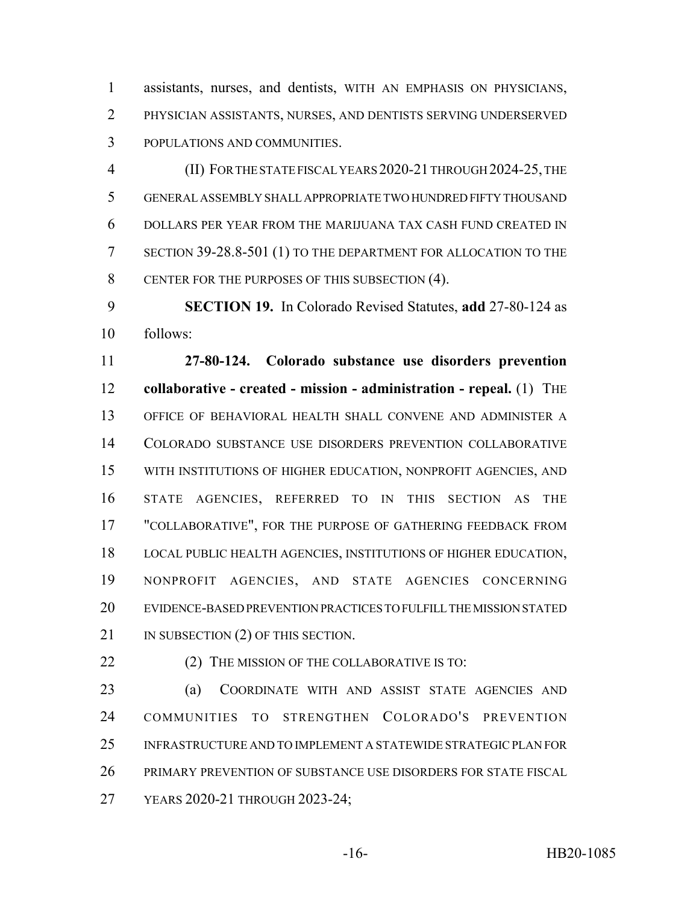assistants, nurses, and dentists, WITH AN EMPHASIS ON PHYSICIANS, PHYSICIAN ASSISTANTS, NURSES, AND DENTISTS SERVING UNDERSERVED POPULATIONS AND COMMUNITIES.

(II) FOR THE STATE FISCAL YEARS 2020-21 THROUGH 2024-25, THE GENERAL ASSEMBLY SHALL APPROPRIATE TWO HUNDRED FIFTY THOUSAND DOLLARS PER YEAR FROM THE MARIJUANA TAX CASH FUND CREATED IN SECTION 39-28.8-501 (1) TO THE DEPARTMENT FOR ALLOCATION TO THE CENTER FOR THE PURPOSES OF THIS SUBSECTION (4).

**SECTION 19.** In Colorado Revised Statutes, **add** 27-80-124 as follows:

**27-80-124. Colorado substance use disorders prevention collaborative - created - mission - administration - repeal.** (1) THE OFFICE OF BEHAVIORAL HEALTH SHALL CONVENE AND ADMINISTER A COLORADO SUBSTANCE USE DISORDERS PREVENTION COLLABORATIVE WITH INSTITUTIONS OF HIGHER EDUCATION, NONPROFIT AGENCIES, AND STATE AGENCIES, REFERRED TO IN THIS SECTION AS THE "COLLABORATIVE", FOR THE PURPOSE OF GATHERING FEEDBACK FROM LOCAL PUBLIC HEALTH AGENCIES, INSTITUTIONS OF HIGHER EDUCATION, NONPROFIT AGENCIES, AND STATE AGENCIES CONCERNING EVIDENCE-BASED PREVENTION PRACTICES TO FULFILL THE MISSION STATED IN SUBSECTION (2) OF THIS SECTION.

(2) THE MISSION OF THE COLLABORATIVE IS TO:

(a) COORDINATE WITH AND ASSIST STATE AGENCIES AND COMMUNITIES TO STRENGTHEN COLORADO'S PREVENTION INFRASTRUCTURE AND TO IMPLEMENT A STATEWIDE STRATEGIC PLAN FOR PRIMARY PREVENTION OF SUBSTANCE USE DISORDERS FOR STATE FISCAL YEARS 2020-21 THROUGH 2023-24;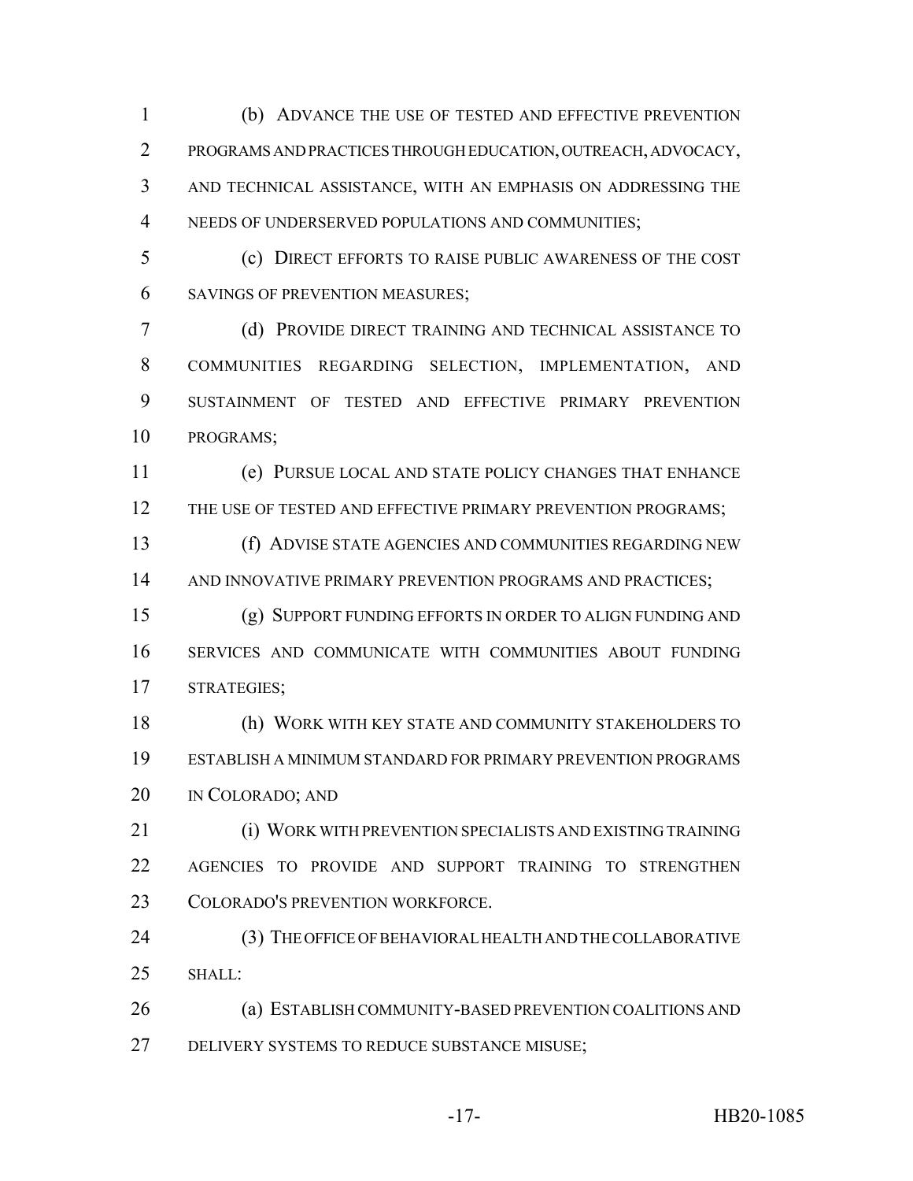(b) ADVANCE THE USE OF TESTED AND EFFECTIVE PREVENTION PROGRAMS AND PRACTICES THROUGH EDUCATION, OUTREACH, ADVOCACY, AND TECHNICAL ASSISTANCE, WITH AN EMPHASIS ON ADDRESSING THE NEEDS OF UNDERSERVED POPULATIONS AND COMMUNITIES;

(c) DIRECT EFFORTS TO RAISE PUBLIC AWARENESS OF THE COST SAVINGS OF PREVENTION MEASURES;

(d) PROVIDE DIRECT TRAINING AND TECHNICAL ASSISTANCE TO COMMUNITIES REGARDING SELECTION, IMPLEMENTATION, AND SUSTAINMENT OF TESTED AND EFFECTIVE PRIMARY PREVENTION PROGRAMS;

(e) PURSUE LOCAL AND STATE POLICY CHANGES THAT ENHANCE THE USE OF TESTED AND EFFECTIVE PRIMARY PREVENTION PROGRAMS;

(f) ADVISE STATE AGENCIES AND COMMUNITIES REGARDING NEW AND INNOVATIVE PRIMARY PREVENTION PROGRAMS AND PRACTICES;

(g) SUPPORT FUNDING EFFORTS IN ORDER TO ALIGN FUNDING AND SERVICES AND COMMUNICATE WITH COMMUNITIES ABOUT FUNDING STRATEGIES;

(h) WORK WITH KEY STATE AND COMMUNITY STAKEHOLDERS TO ESTABLISH A MINIMUM STANDARD FOR PRIMARY PREVENTION PROGRAMS IN COLORADO; AND

(i) WORK WITH PREVENTION SPECIALISTS AND EXISTING TRAINING AGENCIES TO PROVIDE AND SUPPORT TRAINING TO STRENGTHEN COLORADO'S PREVENTION WORKFORCE.

(3) THE OFFICE OF BEHAVIORAL HEALTH AND THE COLLABORATIVE SHALL:

(a) ESTABLISH COMMUNITY-BASED PREVENTION COALITIONS AND DELIVERY SYSTEMS TO REDUCE SUBSTANCE MISUSE;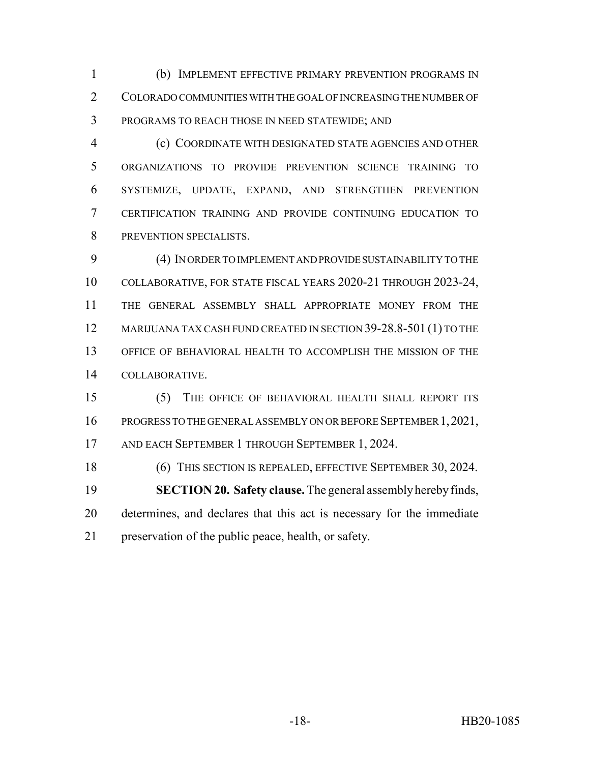(b) IMPLEMENT EFFECTIVE PRIMARY PREVENTION PROGRAMS IN COLORADO COMMUNITIES WITH THE GOAL OF INCREASING THE NUMBER OF PROGRAMS TO REACH THOSE IN NEED STATEWIDE; AND

(c) COORDINATE WITH DESIGNATED STATE AGENCIES AND OTHER ORGANIZATIONS TO PROVIDE PREVENTION SCIENCE TRAINING TO SYSTEMIZE, UPDATE, EXPAND, AND STRENGTHEN PREVENTION CERTIFICATION TRAINING AND PROVIDE CONTINUING EDUCATION TO PREVENTION SPECIALISTS.

(4) IN ORDER TO IMPLEMENT AND PROVIDE SUSTAINABILITY TO THE COLLABORATIVE, FOR STATE FISCAL YEARS 2020-21 THROUGH 2023-24, THE GENERAL ASSEMBLY SHALL APPROPRIATE MONEY FROM THE MARIJUANA TAX CASH FUND CREATED IN SECTION 39-28.8-501 (1) TO THE OFFICE OF BEHAVIORAL HEALTH TO ACCOMPLISH THE MISSION OF THE COLLABORATIVE.

(5) THE OFFICE OF BEHAVIORAL HEALTH SHALL REPORT ITS PROGRESS TO THE GENERAL ASSEMBLY ON OR BEFORE SEPTEMBER 1, 2021, AND EACH SEPTEMBER 1 THROUGH SEPTEMBER 1, 2024.

(6) THIS SECTION IS REPEALED, EFFECTIVE SEPTEMBER 30, 2024.

**SECTION 20. Safety clause.** The general assembly hereby finds, determines, and declares that this act is necessary for the immediate preservation of the public peace, health, or safety.